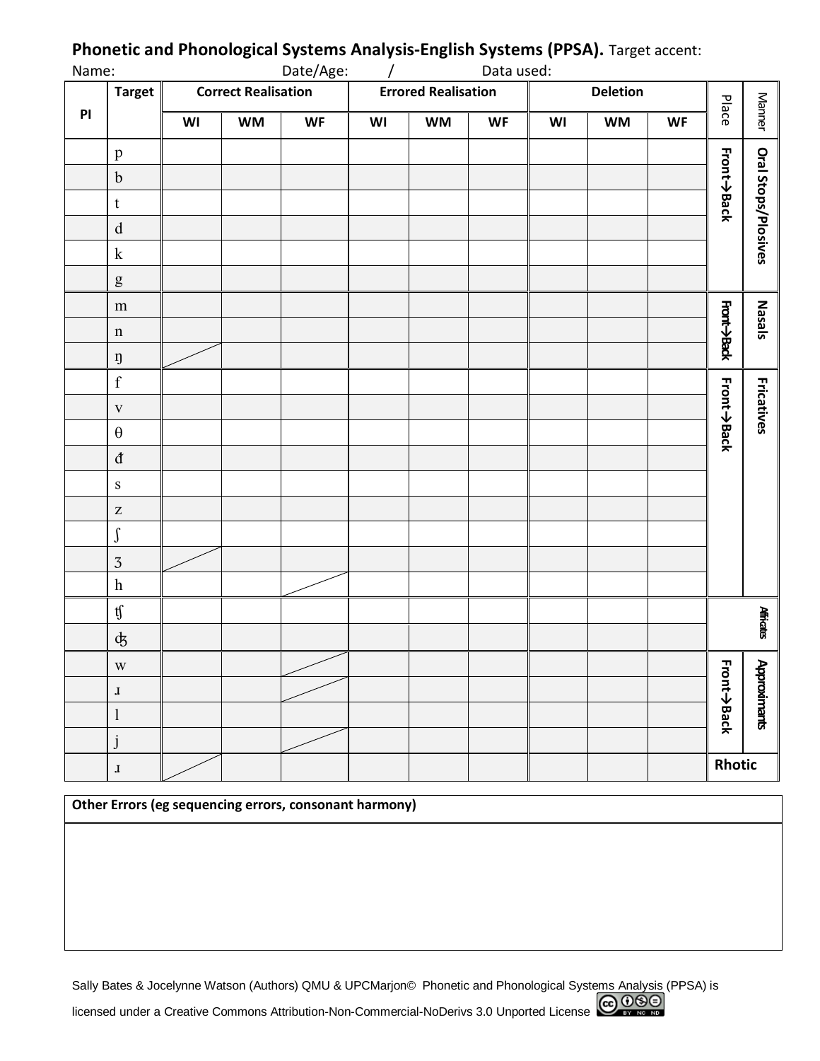**Phonetic and Phonological Systems Analysis-English Systems (PPSA).** Target accent:

Name: Date/Age: / Data used:

| PI | Target | Correct Realisation | | | Errored Realisation | | | Deletion | | | Place | Manner |
|---|---|---|---|---|---|---|---|---|---|---|---|---|
| | | WI | WM | WF | WI | WM | WF | WI | WM | WF | | |
| | p | | | | | | | | | | Front→Back | Oral Stops/Plosives |
| | b | | | | | | | | | | | |
| | t | | | | | | | | | | | |
| | d | | | | | | | | | | | |
| | k | | | | | | | | | | | |
| | g | | | | | | | | | | | |
| | m | | | | | | | | | | Front→Back | Nasals |
| | n | | | | | | | | | | | |
| | ŋ | / | | | | | | | | | | |
| | f | | | | | | | | | | Front→Back | Fricatives |
| | v | | | | | | | | | | | |
| | θ | | | | | | | | | | | |
| | ð | | | | | | | | | | | |
| | s | | | | | | | | | | | |
| | z | | | | | | | | | | | |
| | ʃ | | | | | | | | | | | |
| | ʒ | / | | | | | | | | | | |
| | h | | | / | | | | | | | | |
| | ʧ | | | | | | | | | | | Affricates |
| | ʤ | | | | | | | | | | | |
| | w | | | / | | | | | | | Front→Back | Approximants |
| | ɹ | | | / | | | | | | | | |
| | l | | | | | | | | | | | |
| | j | | | / | | | | | | | | |
| | ɹ | / | | | | | | | | | Rhotic | |

| Other Errors (eg sequencing errors, consonant harmony) |
|---|
| |

Sally Bates & Jocelynne Watson (Authors) QMU & UPCMarjon© Phonetic and Phonological Systems Analysis (PPSA) is licensed under a Creative Commons Attribution-Non-Commercial-NoDerivs 3.0 Unported License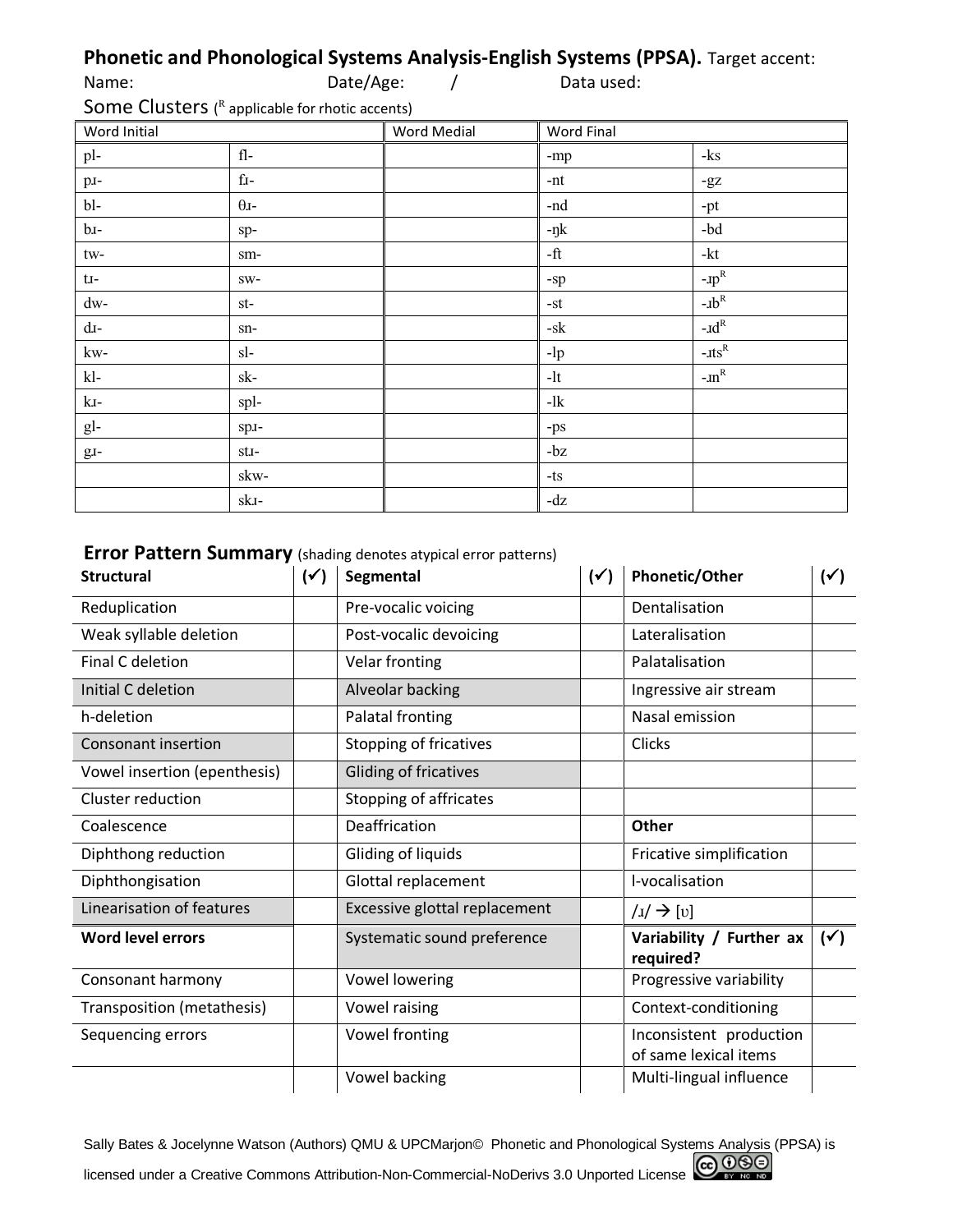**Phonetic and Phonological Systems Analysis-English Systems (PPSA).** Target accent:

Name: Date/Age: / Data used:

## Some Clusters ([R] applicable for rhotic accents)

| Word Initial | | Word Medial | Word Final | |
|---|---|---|---|---|
| pl- | fl- | | -mp | -ks |
| pɹ- | fɹ- | | -nt | -gz |
| bl- | θɹ- | | -nd | -pt |
| bɹ- | sp- | | -ŋk | -bd |
| tw- | sm- | | -ft | -kt |
| tɹ- | sw- | | -sp | -ɹp[R] |
| dw- | st- | | -st | -ɹb[R] |
| dɹ- | sn- | | -sk | -ɹd[R] |
| kw- | sl- | | -lp | -ɹts[R] |
| kl- | sk- | | -lt | -ɹn[R] |
| kɹ- | spl- | | -lk | |
| gl- | spɹ- | | -ps | |
| gɹ- | stɹ- | | -bz | |
| | skw- | | -ts | |
| | skɹ- | | -dz | |

## Error Pattern Summary (shading denotes atypical error patterns)

| Structural | (✓) | Segmental | (✓) | Phonetic/Other | (✓) |
|---|---|---|---|---|---|
| Reduplication | | Pre-vocalic voicing | | Dentalisation | |
| Weak syllable deletion | | Post-vocalic devoicing | | Lateralisation | |
| Final C deletion | | Velar fronting | | Palatalisation | |
| Initial C deletion | | Alveolar backing | | Ingressive air stream | |
| h-deletion | | Palatal fronting | | Nasal emission | |
| Consonant insertion | | Stopping of fricatives | | Clicks | |
| Vowel insertion (epenthesis) | | Gliding of fricatives | | | |
| Cluster reduction | | Stopping of affricates | | | |
| Coalescence | | Deaffrication | | **Other** | |
| Diphthong reduction | | Gliding of liquids | | Fricative simplification | |
| Diphthongisation | | Glottal replacement | | l-vocalisation | |
| Linearisation of features | | Excessive glottal replacement | | /ɹ/ → [ʋ] | |
| **Word level errors** | | Systematic sound preference | | **Variability / Further ax required?** | (✓) |
| Consonant harmony | | Vowel lowering | | Progressive variability | |
| Transposition (metathesis) | | Vowel raising | | Context-conditioning | |
| Sequencing errors | | Vowel fronting | | Inconsistent production of same lexical items | |
| | | Vowel backing | | Multi-lingual influence | |

Sally Bates & Jocelynne Watson (Authors) QMU & UPCMarjon© Phonetic and Phonological Systems Analysis (PPSA) is licensed under a Creative Commons Attribution-Non-Commercial-NoDerivs 3.0 Unported License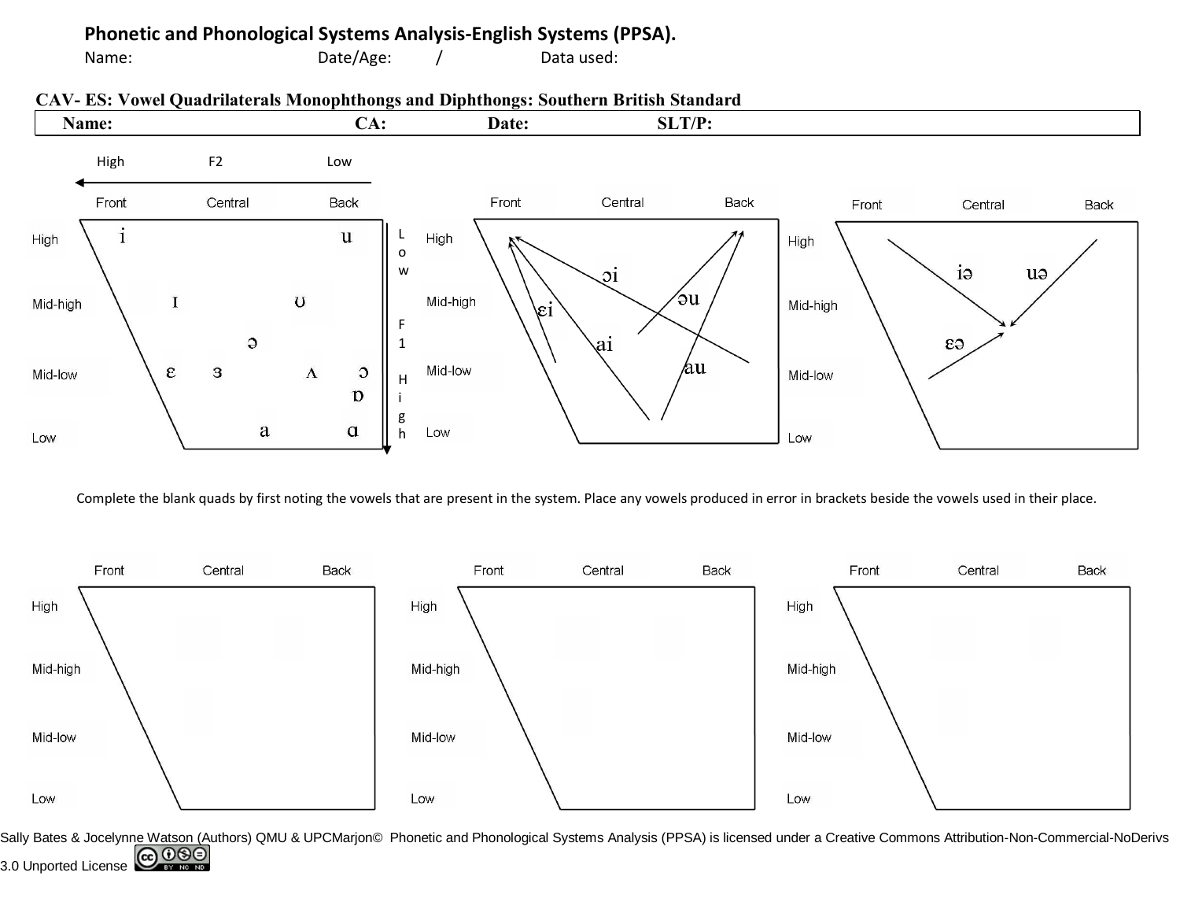**Phonetic and Phonological Systems Analysis-English Systems (PPSA).**

Name: Date/Age: / Data used:

**CAV- ES: Vowel Quadrilaterals Monophthongs and Diphthongs: Southern British Standard**

| **Name:** | **CA:** | **Date:** | **SLT/P:** |
|---|---|---|---|

High F2 Low

Front Central Back

High i u

Mid-high ɪ ʊ

ə

Mid-low ɛ ɜ ʌ ɔ

ɒ

Low a ɑ

Low F1 High

Front Central Back

High

Mid-high ɔi əu ɛi

ai

Mid-low au

Low

Front Central Back

High

Mid-high iə uə

ɛə

Mid-low

Low

Complete the blank quads by first noting the vowels that are present in the system. Place any vowels produced in error in brackets beside the vowels used in their place.

Front Central Back

High

Mid-high

Mid-low

Low

Front Central Back

High

Mid-high

Mid-low

Low

Front Central Back

High

Mid-high

Mid-low

Low

Sally Bates & Jocelynne Watson (Authors) QMU & UPCMarjon© Phonetic and Phonological Systems Analysis (PPSA) is licensed under a Creative Commons Attribution-Non-Commercial-NoDerivs 3.0 Unported License